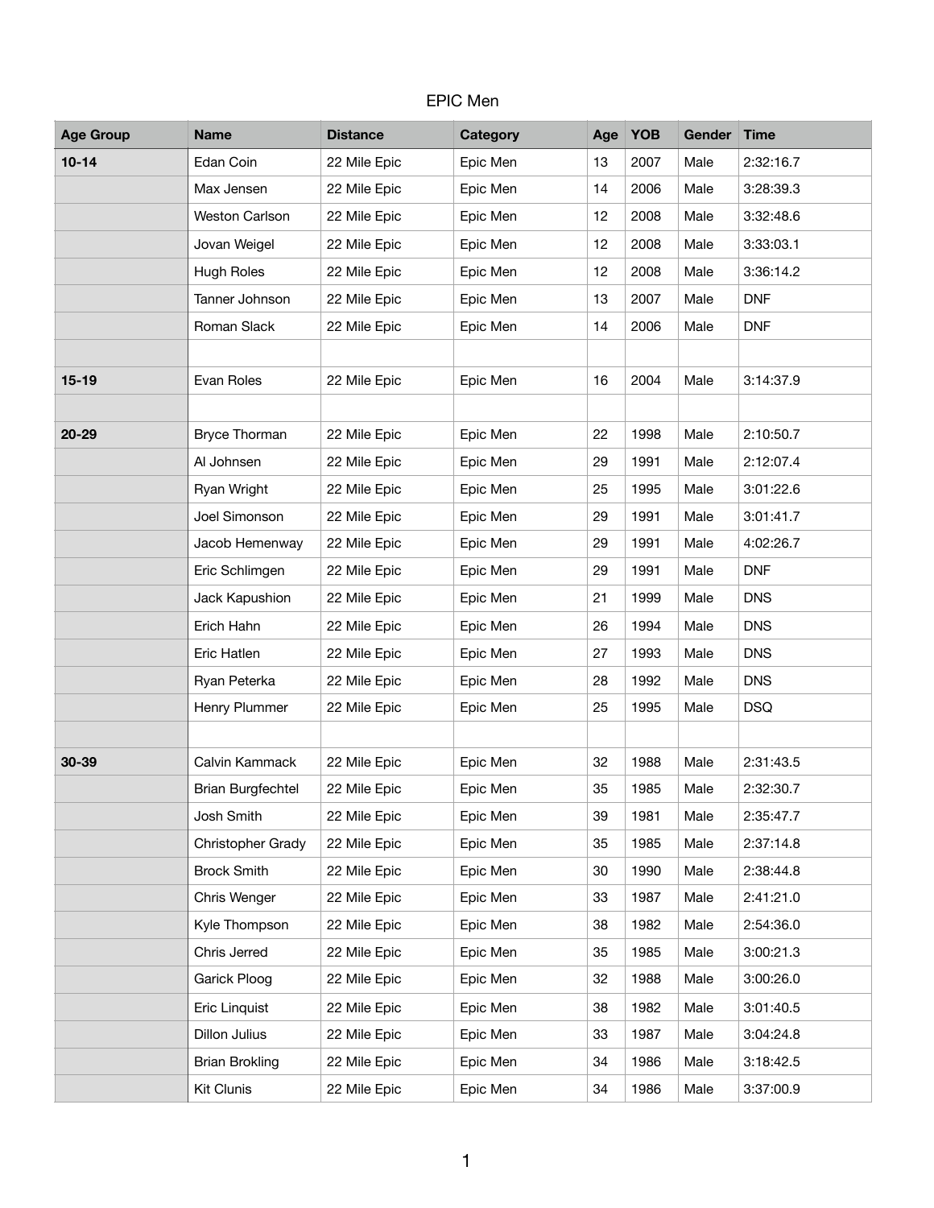EPIC Men

| Age Group | Name | Distance | Category | Age | YOB | Gender | Time |
|---|---|---|---|---|---|---|---|
| **10-14** | Edan Coin | 22 Mile Epic | Epic Men | 13 | 2007 | Male | 2:32:16.7 |
| | Max Jensen | 22 Mile Epic | Epic Men | 14 | 2006 | Male | 3:28:39.3 |
| | Weston Carlson | 22 Mile Epic | Epic Men | 12 | 2008 | Male | 3:32:48.6 |
| | Jovan Weigel | 22 Mile Epic | Epic Men | 12 | 2008 | Male | 3:33:03.1 |
| | Hugh Roles | 22 Mile Epic | Epic Men | 12 | 2008 | Male | 3:36:14.2 |
| | Tanner Johnson | 22 Mile Epic | Epic Men | 13 | 2007 | Male | DNF |
| | Roman Slack | 22 Mile Epic | Epic Men | 14 | 2006 | Male | DNF |
| | | | | | | | |
| **15-19** | Evan Roles | 22 Mile Epic | Epic Men | 16 | 2004 | Male | 3:14:37.9 |
| | | | | | | | |
| **20-29** | Bryce Thorman | 22 Mile Epic | Epic Men | 22 | 1998 | Male | 2:10:50.7 |
| | Al Johnsen | 22 Mile Epic | Epic Men | 29 | 1991 | Male | 2:12:07.4 |
| | Ryan Wright | 22 Mile Epic | Epic Men | 25 | 1995 | Male | 3:01:22.6 |
| | Joel Simonson | 22 Mile Epic | Epic Men | 29 | 1991 | Male | 3:01:41.7 |
| | Jacob Hemenway | 22 Mile Epic | Epic Men | 29 | 1991 | Male | 4:02:26.7 |
| | Eric Schlimgen | 22 Mile Epic | Epic Men | 29 | 1991 | Male | DNF |
| | Jack Kapushion | 22 Mile Epic | Epic Men | 21 | 1999 | Male | DNS |
| | Erich Hahn | 22 Mile Epic | Epic Men | 26 | 1994 | Male | DNS |
| | Eric Hatlen | 22 Mile Epic | Epic Men | 27 | 1993 | Male | DNS |
| | Ryan Peterka | 22 Mile Epic | Epic Men | 28 | 1992 | Male | DNS |
| | Henry Plummer | 22 Mile Epic | Epic Men | 25 | 1995 | Male | DSQ |
| | | | | | | | |
| **30-39** | Calvin Kammack | 22 Mile Epic | Epic Men | 32 | 1988 | Male | 2:31:43.5 |
| | Brian Burgfechtel | 22 Mile Epic | Epic Men | 35 | 1985 | Male | 2:32:30.7 |
| | Josh Smith | 22 Mile Epic | Epic Men | 39 | 1981 | Male | 2:35:47.7 |
| | Christopher Grady | 22 Mile Epic | Epic Men | 35 | 1985 | Male | 2:37:14.8 |
| | Brock Smith | 22 Mile Epic | Epic Men | 30 | 1990 | Male | 2:38:44.8 |
| | Chris Wenger | 22 Mile Epic | Epic Men | 33 | 1987 | Male | 2:41:21.0 |
| | Kyle Thompson | 22 Mile Epic | Epic Men | 38 | 1982 | Male | 2:54:36.0 |
| | Chris Jerred | 22 Mile Epic | Epic Men | 35 | 1985 | Male | 3:00:21.3 |
| | Garick Ploog | 22 Mile Epic | Epic Men | 32 | 1988 | Male | 3:00:26.0 |
| | Eric Linquist | 22 Mile Epic | Epic Men | 38 | 1982 | Male | 3:01:40.5 |
| | Dillon Julius | 22 Mile Epic | Epic Men | 33 | 1987 | Male | 3:04:24.8 |
| | Brian Brokling | 22 Mile Epic | Epic Men | 34 | 1986 | Male | 3:18:42.5 |
| | Kit Clunis | 22 Mile Epic | Epic Men | 34 | 1986 | Male | 3:37:00.9 |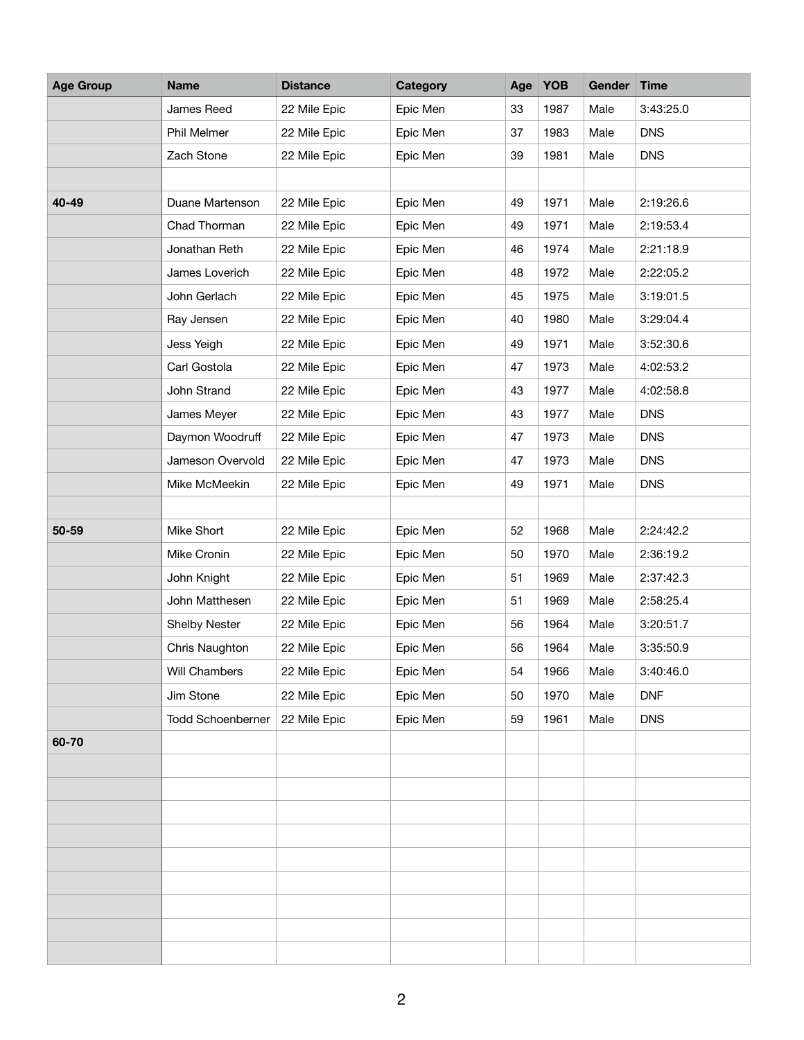| Age Group | Name | Distance | Category | Age | YOB | Gender | Time |
|---|---|---|---|---|---|---|---|
| | James Reed | 22 Mile Epic | Epic Men | 33 | 1987 | Male | 3:43:25.0 |
| | Phil Melmer | 22 Mile Epic | Epic Men | 37 | 1983 | Male | DNS |
| | Zach Stone | 22 Mile Epic | Epic Men | 39 | 1981 | Male | DNS |
| | | | | | | | |
| **40-49** | Duane Martenson | 22 Mile Epic | Epic Men | 49 | 1971 | Male | 2:19:26.6 |
| | Chad Thorman | 22 Mile Epic | Epic Men | 49 | 1971 | Male | 2:19:53.4 |
| | Jonathan Reth | 22 Mile Epic | Epic Men | 46 | 1974 | Male | 2:21:18.9 |
| | James Loverich | 22 Mile Epic | Epic Men | 48 | 1972 | Male | 2:22:05.2 |
| | John Gerlach | 22 Mile Epic | Epic Men | 45 | 1975 | Male | 3:19:01.5 |
| | Ray Jensen | 22 Mile Epic | Epic Men | 40 | 1980 | Male | 3:29:04.4 |
| | Jess Yeigh | 22 Mile Epic | Epic Men | 49 | 1971 | Male | 3:52:30.6 |
| | Carl Gostola | 22 Mile Epic | Epic Men | 47 | 1973 | Male | 4:02:53.2 |
| | John Strand | 22 Mile Epic | Epic Men | 43 | 1977 | Male | 4:02:58.8 |
| | James Meyer | 22 Mile Epic | Epic Men | 43 | 1977 | Male | DNS |
| | Daymon Woodruff | 22 Mile Epic | Epic Men | 47 | 1973 | Male | DNS |
| | Jameson Overvold | 22 Mile Epic | Epic Men | 47 | 1973 | Male | DNS |
| | Mike McMeekin | 22 Mile Epic | Epic Men | 49 | 1971 | Male | DNS |
| | | | | | | | |
| **50-59** | Mike Short | 22 Mile Epic | Epic Men | 52 | 1968 | Male | 2:24:42.2 |
| | Mike Cronin | 22 Mile Epic | Epic Men | 50 | 1970 | Male | 2:36:19.2 |
| | John Knight | 22 Mile Epic | Epic Men | 51 | 1969 | Male | 2:37:42.3 |
| | John Matthesen | 22 Mile Epic | Epic Men | 51 | 1969 | Male | 2:58:25.4 |
| | Shelby Nester | 22 Mile Epic | Epic Men | 56 | 1964 | Male | 3:20:51.7 |
| | Chris Naughton | 22 Mile Epic | Epic Men | 56 | 1964 | Male | 3:35:50.9 |
| | Will Chambers | 22 Mile Epic | Epic Men | 54 | 1966 | Male | 3:40:46.0 |
| | Jim Stone | 22 Mile Epic | Epic Men | 50 | 1970 | Male | DNF |
| | Todd Schoenberner | 22 Mile Epic | Epic Men | 59 | 1961 | Male | DNS |
| **60-70** | | | | | | | |
| | | | | | | | |
| | | | | | | | |
| | | | | | | | |
| | | | | | | | |
| | | | | | | | |
| | | | | | | | |
| | | | | | | | |
| | | | | | | | |
| | | | | | | | |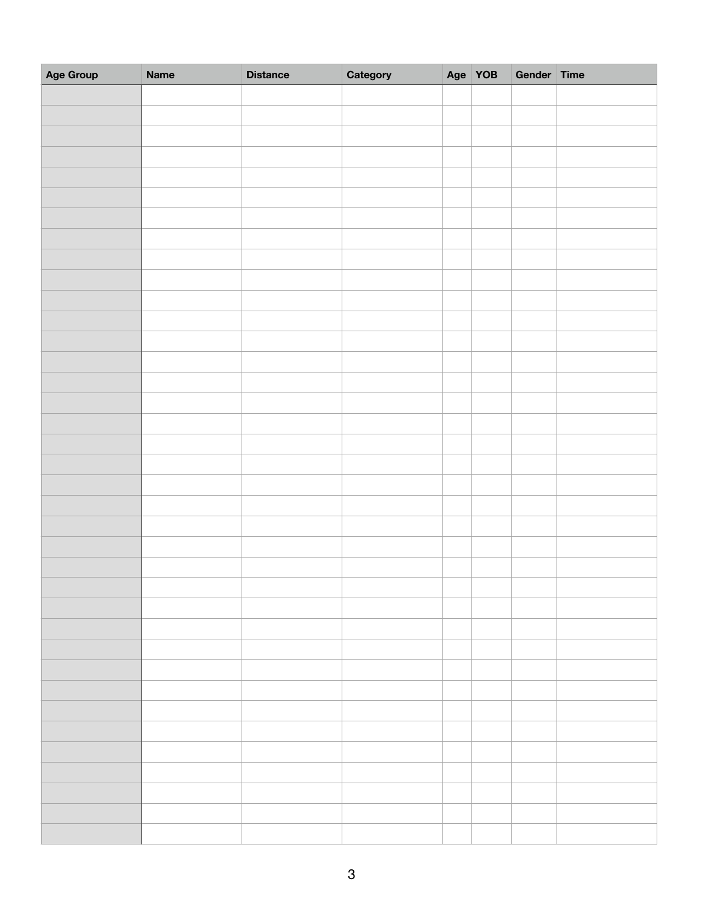| Age Group | Name | Distance | Category | Age | YOB | Gender | Time |
|---|---|---|---|---|---|---|---|
| | | | | | | | |
| | | | | | | | |
| | | | | | | | |
| | | | | | | | |
| | | | | | | | |
| | | | | | | | |
| | | | | | | | |
| | | | | | | | |
| | | | | | | | |
| | | | | | | | |
| | | | | | | | |
| | | | | | | | |
| | | | | | | | |
| | | | | | | | |
| | | | | | | | |
| | | | | | | | |
| | | | | | | | |
| | | | | | | | |
| | | | | | | | |
| | | | | | | | |
| | | | | | | | |
| | | | | | | | |
| | | | | | | | |
| | | | | | | | |
| | | | | | | | |
| | | | | | | | |
| | | | | | | | |
| | | | | | | | |
| | | | | | | | |
| | | | | | | | |
| | | | | | | | |
| | | | | | | | |
| | | | | | | | |
| | | | | | | | |
| | | | | | | | |
| | | | | | | | |
| | | | | | | | |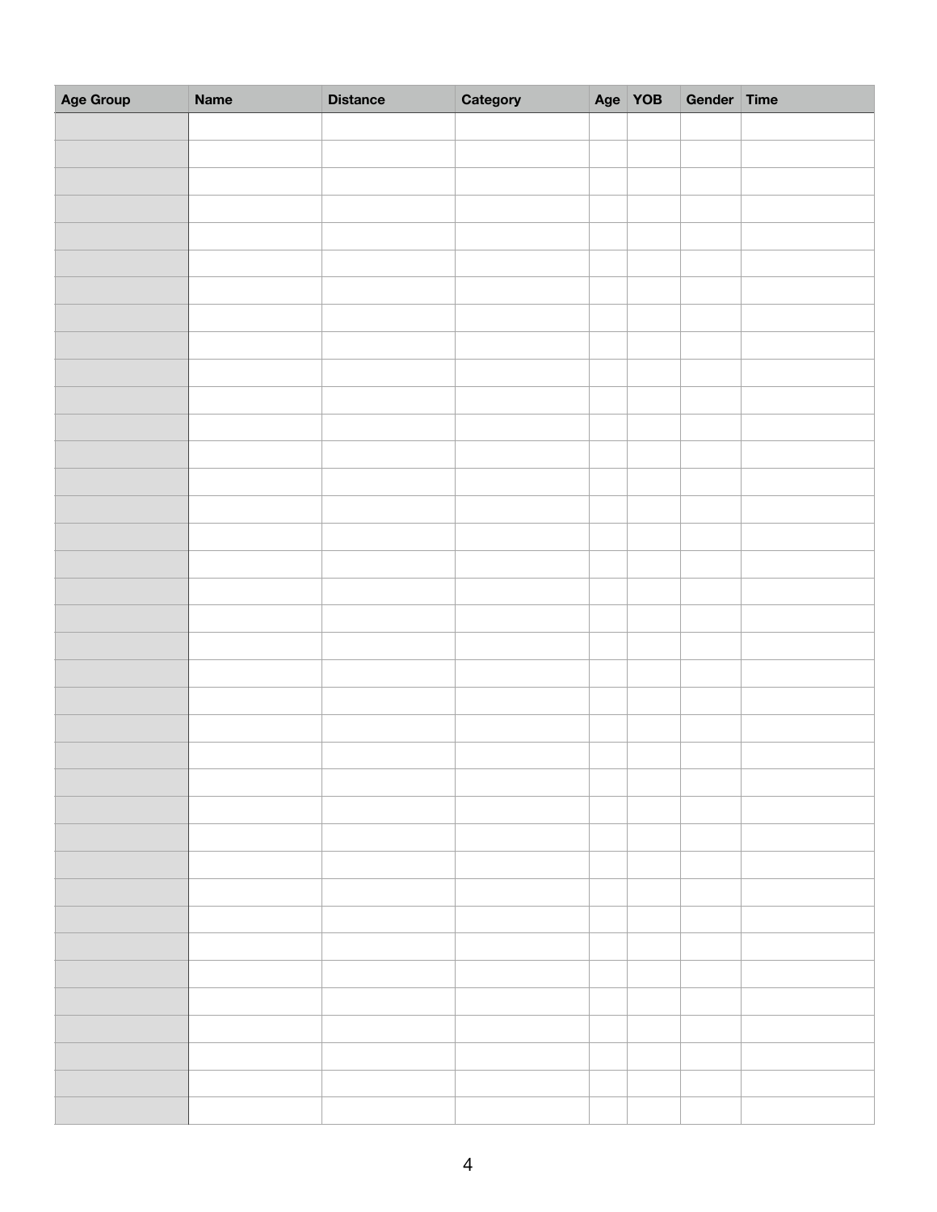| Age Group | Name | Distance | Category | Age | YOB | Gender | Time |
|---|---|---|---|---|---|---|---|
| | | | | | | | |
| | | | | | | | |
| | | | | | | | |
| | | | | | | | |
| | | | | | | | |
| | | | | | | | |
| | | | | | | | |
| | | | | | | | |
| | | | | | | | |
| | | | | | | | |
| | | | | | | | |
| | | | | | | | |
| | | | | | | | |
| | | | | | | | |
| | | | | | | | |
| | | | | | | | |
| | | | | | | | |
| | | | | | | | |
| | | | | | | | |
| | | | | | | | |
| | | | | | | | |
| | | | | | | | |
| | | | | | | | |
| | | | | | | | |
| | | | | | | | |
| | | | | | | | |
| | | | | | | | |
| | | | | | | | |
| | | | | | | | |
| | | | | | | | |
| | | | | | | | |
| | | | | | | | |
| | | | | | | | |
| | | | | | | | |
| | | | | | | | |
| | | | | | | | |
| | | | | | | | |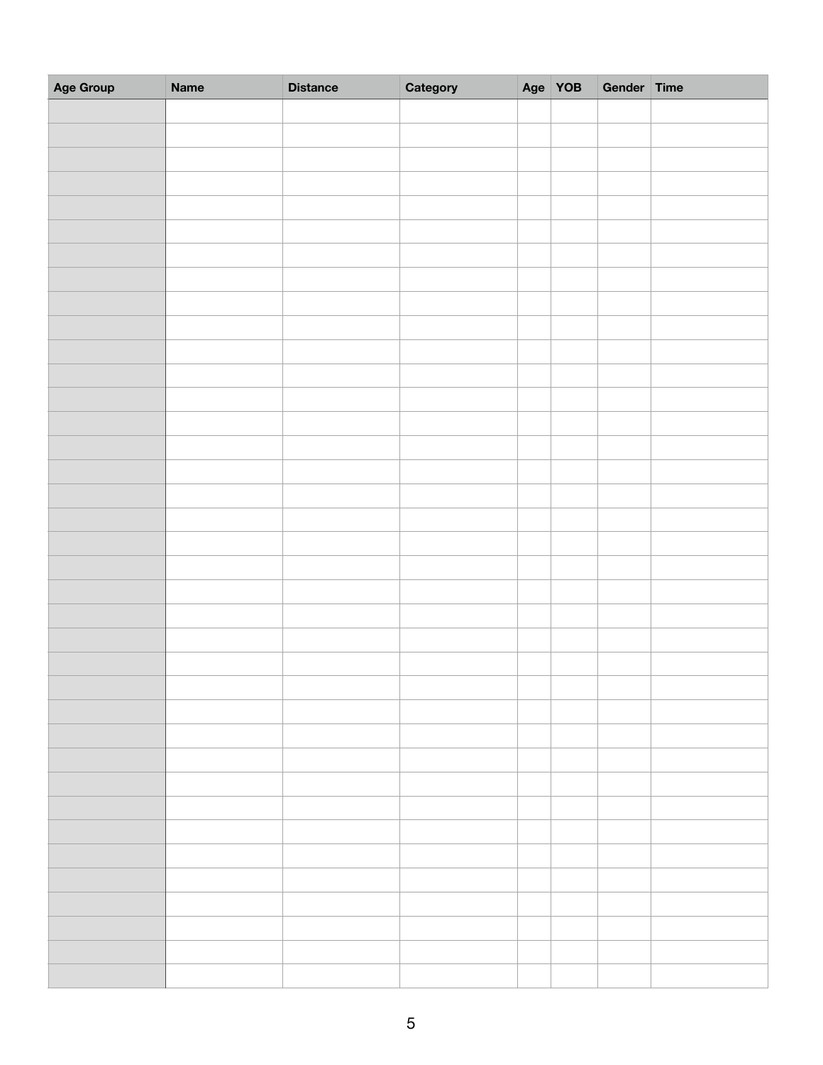| Age Group | Name | Distance | Category | Age | YOB | Gender | Time |
|---|---|---|---|---|---|---|---|
| | | | | | | | |
| | | | | | | | |
| | | | | | | | |
| | | | | | | | |
| | | | | | | | |
| | | | | | | | |
| | | | | | | | |
| | | | | | | | |
| | | | | | | | |
| | | | | | | | |
| | | | | | | | |
| | | | | | | | |
| | | | | | | | |
| | | | | | | | |
| | | | | | | | |
| | | | | | | | |
| | | | | | | | |
| | | | | | | | |
| | | | | | | | |
| | | | | | | | |
| | | | | | | | |
| | | | | | | | |
| | | | | | | | |
| | | | | | | | |
| | | | | | | | |
| | | | | | | | |
| | | | | | | | |
| | | | | | | | |
| | | | | | | | |
| | | | | | | | |
| | | | | | | | |
| | | | | | | | |
| | | | | | | | |
| | | | | | | | |
| | | | | | | | |
| | | | | | | | |
| | | | | | | | |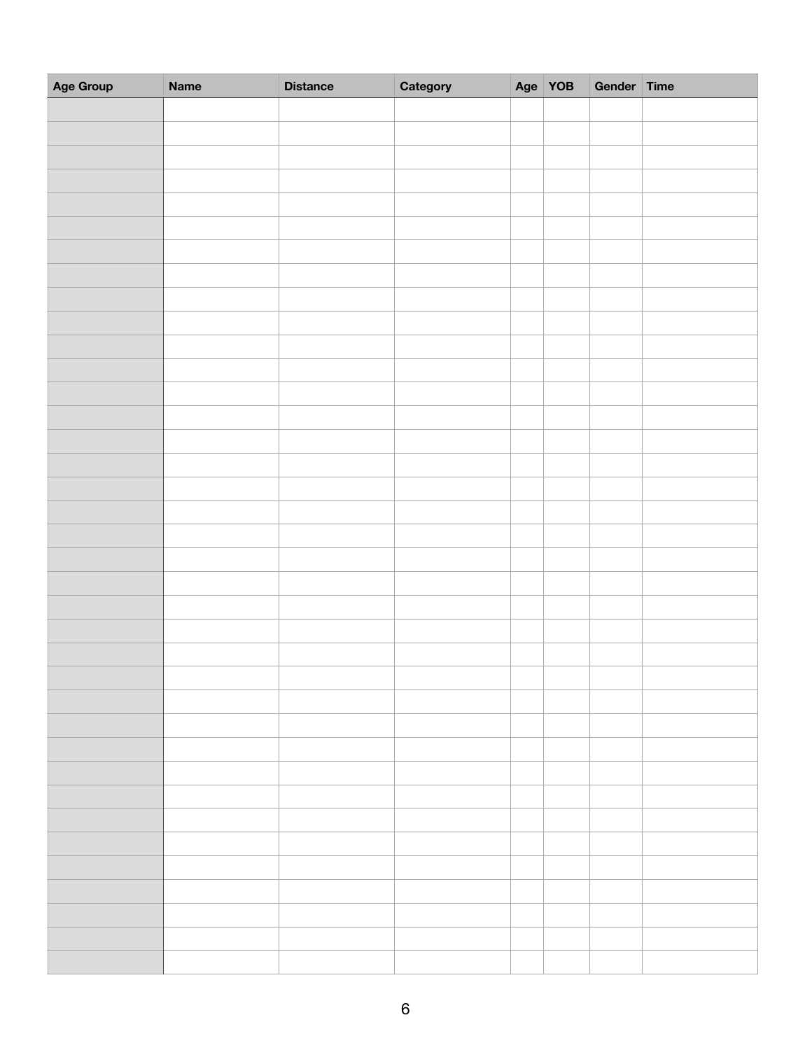| Age Group | Name | Distance | Category | Age | YOB | Gender | Time |
| --- | --- | --- | --- | --- | --- | --- | --- |
| | | | | | | | |
| | | | | | | | |
| | | | | | | | |
| | | | | | | | |
| | | | | | | | |
| | | | | | | | |
| | | | | | | | |
| | | | | | | | |
| | | | | | | | |
| | | | | | | | |
| | | | | | | | |
| | | | | | | | |
| | | | | | | | |
| | | | | | | | |
| | | | | | | | |
| | | | | | | | |
| | | | | | | | |
| | | | | | | | |
| | | | | | | | |
| | | | | | | | |
| | | | | | | | |
| | | | | | | | |
| | | | | | | | |
| | | | | | | | |
| | | | | | | | |
| | | | | | | | |
| | | | | | | | |
| | | | | | | | |
| | | | | | | | |
| | | | | | | | |
| | | | | | | | |
| | | | | | | | |
| | | | | | | | |
| | | | | | | | |
| | | | | | | | |
| | | | | | | | |
| | | | | | | | |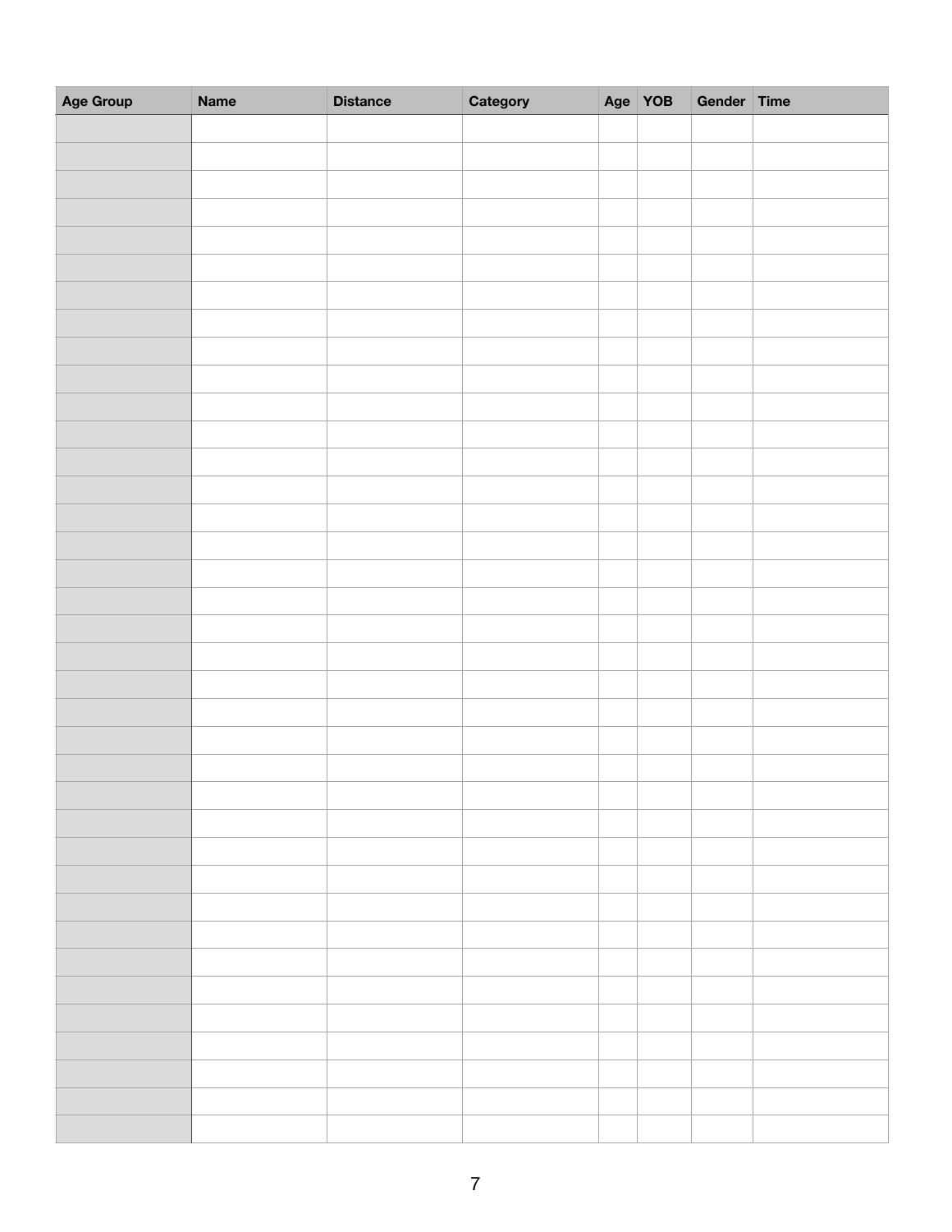| Age Group | Name | Distance | Category | Age | YOB | Gender | Time |
|---|---|---|---|---|---|---|---|
| | | | | | | | |
| | | | | | | | |
| | | | | | | | |
| | | | | | | | |
| | | | | | | | |
| | | | | | | | |
| | | | | | | | |
| | | | | | | | |
| | | | | | | | |
| | | | | | | | |
| | | | | | | | |
| | | | | | | | |
| | | | | | | | |
| | | | | | | | |
| | | | | | | | |
| | | | | | | | |
| | | | | | | | |
| | | | | | | | |
| | | | | | | | |
| | | | | | | | |
| | | | | | | | |
| | | | | | | | |
| | | | | | | | |
| | | | | | | | |
| | | | | | | | |
| | | | | | | | |
| | | | | | | | |
| | | | | | | | |
| | | | | | | | |
| | | | | | | | |
| | | | | | | | |
| | | | | | | | |
| | | | | | | | |
| | | | | | | | |
| | | | | | | | |
| | | | | | | | |
| | | | | | | | |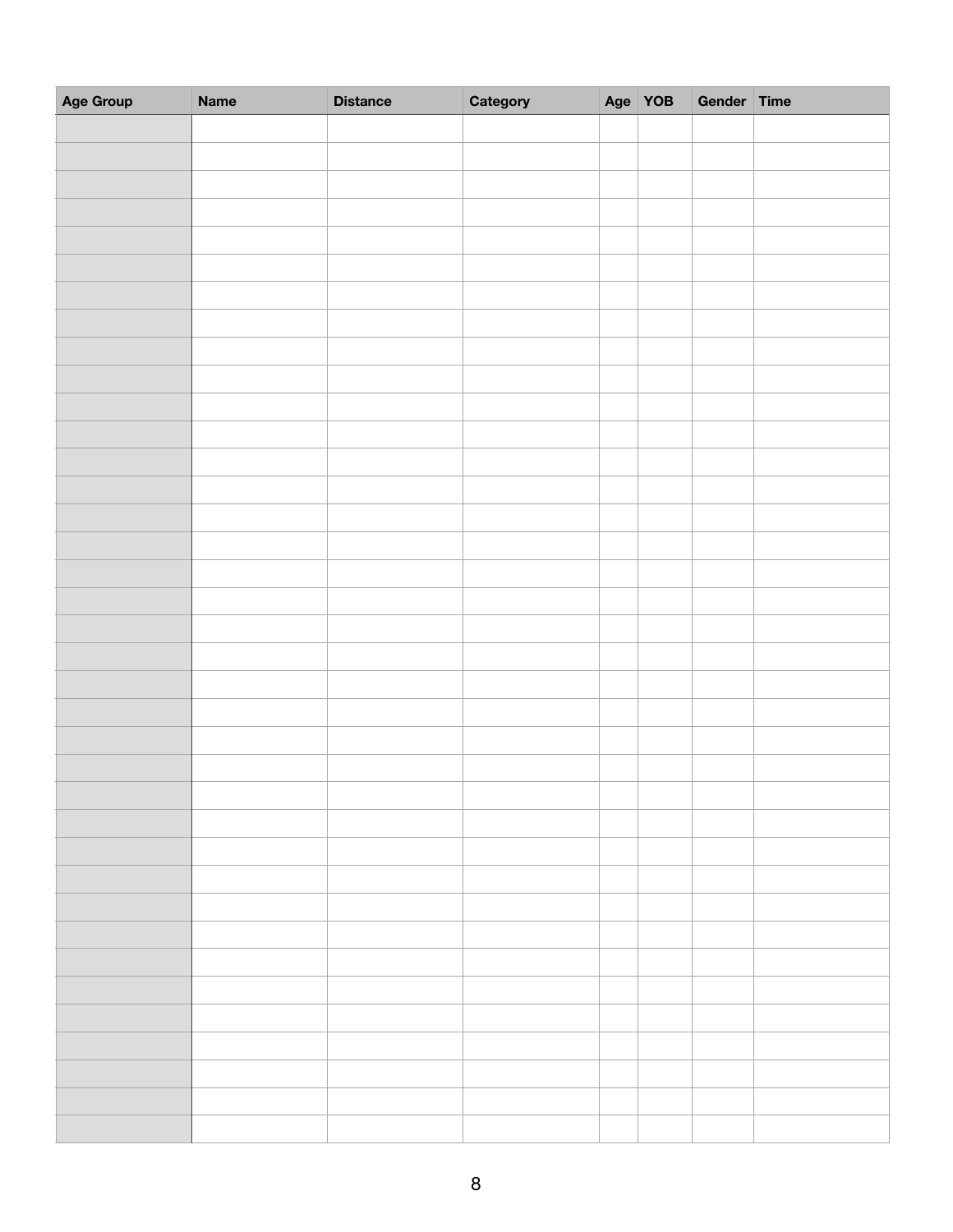| Age Group | Name | Distance | Category | Age | YOB | Gender | Time |
|---|---|---|---|---|---|---|---|
| | | | | | | | |
| | | | | | | | |
| | | | | | | | |
| | | | | | | | |
| | | | | | | | |
| | | | | | | | |
| | | | | | | | |
| | | | | | | | |
| | | | | | | | |
| | | | | | | | |
| | | | | | | | |
| | | | | | | | |
| | | | | | | | |
| | | | | | | | |
| | | | | | | | |
| | | | | | | | |
| | | | | | | | |
| | | | | | | | |
| | | | | | | | |
| | | | | | | | |
| | | | | | | | |
| | | | | | | | |
| | | | | | | | |
| | | | | | | | |
| | | | | | | | |
| | | | | | | | |
| | | | | | | | |
| | | | | | | | |
| | | | | | | | |
| | | | | | | | |
| | | | | | | | |
| | | | | | | | |
| | | | | | | | |
| | | | | | | | |
| | | | | | | | |
| | | | | | | | |
| | | | | | | | |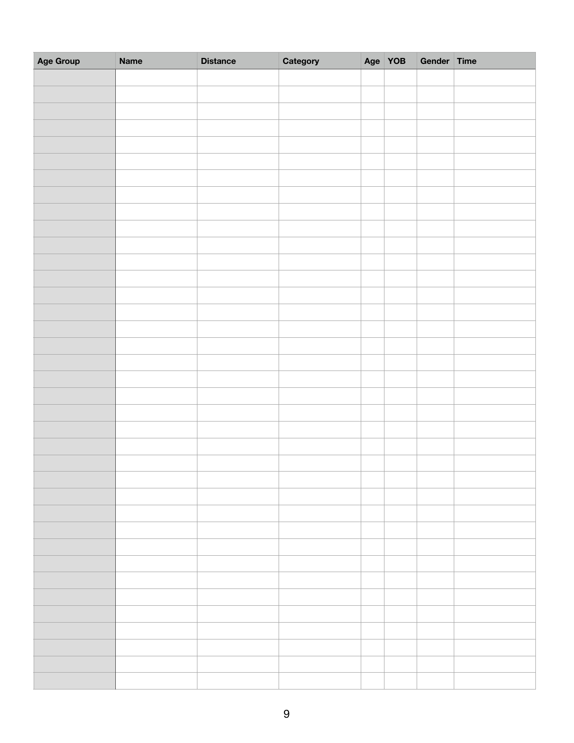| Age Group | Name | Distance | Category | Age | YOB | Gender | Time |
|---|---|---|---|---|---|---|---|
| | | | | | | | |
| | | | | | | | |
| | | | | | | | |
| | | | | | | | |
| | | | | | | | |
| | | | | | | | |
| | | | | | | | |
| | | | | | | | |
| | | | | | | | |
| | | | | | | | |
| | | | | | | | |
| | | | | | | | |
| | | | | | | | |
| | | | | | | | |
| | | | | | | | |
| | | | | | | | |
| | | | | | | | |
| | | | | | | | |
| | | | | | | | |
| | | | | | | | |
| | | | | | | | |
| | | | | | | | |
| | | | | | | | |
| | | | | | | | |
| | | | | | | | |
| | | | | | | | |
| | | | | | | | |
| | | | | | | | |
| | | | | | | | |
| | | | | | | | |
| | | | | | | | |
| | | | | | | | |
| | | | | | | | |
| | | | | | | | |
| | | | | | | | |
| | | | | | | | |
| | | | | | | | |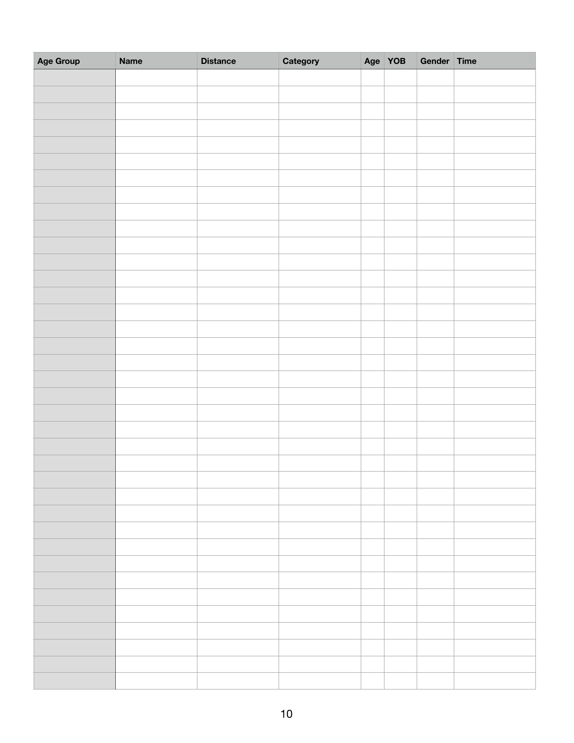| Age Group | Name | Distance | Category | Age | YOB | Gender | Time |
|---|---|---|---|---|---|---|---|
| | | | | | | | |
| | | | | | | | |
| | | | | | | | |
| | | | | | | | |
| | | | | | | | |
| | | | | | | | |
| | | | | | | | |
| | | | | | | | |
| | | | | | | | |
| | | | | | | | |
| | | | | | | | |
| | | | | | | | |
| | | | | | | | |
| | | | | | | | |
| | | | | | | | |
| | | | | | | | |
| | | | | | | | |
| | | | | | | | |
| | | | | | | | |
| | | | | | | | |
| | | | | | | | |
| | | | | | | | |
| | | | | | | | |
| | | | | | | | |
| | | | | | | | |
| | | | | | | | |
| | | | | | | | |
| | | | | | | | |
| | | | | | | | |
| | | | | | | | |
| | | | | | | | |
| | | | | | | | |
| | | | | | | | |
| | | | | | | | |
| | | | | | | | |
| | | | | | | | |
| | | | | | | | |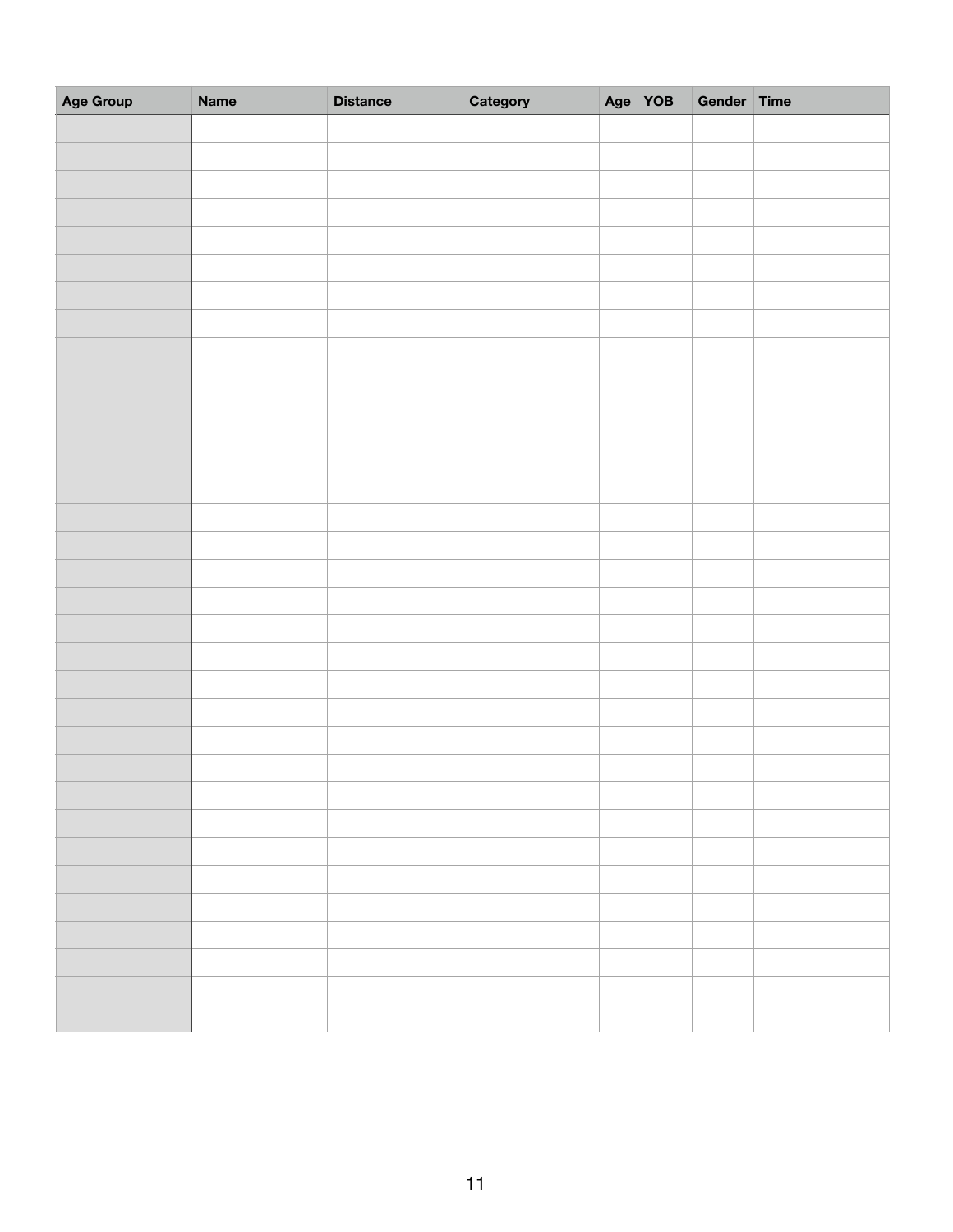| Age Group | Name | Distance | Category | Age | YOB | Gender | Time |
| --- | --- | --- | --- | --- | --- | --- | --- |
| | | | | | | | |
| | | | | | | | |
| | | | | | | | |
| | | | | | | | |
| | | | | | | | |
| | | | | | | | |
| | | | | | | | |
| | | | | | | | |
| | | | | | | | |
| | | | | | | | |
| | | | | | | | |
| | | | | | | | |
| | | | | | | | |
| | | | | | | | |
| | | | | | | | |
| | | | | | | | |
| | | | | | | | |
| | | | | | | | |
| | | | | | | | |
| | | | | | | | |
| | | | | | | | |
| | | | | | | | |
| | | | | | | | |
| | | | | | | | |
| | | | | | | | |
| | | | | | | | |
| | | | | | | | |
| | | | | | | | |
| | | | | | | | |
| | | | | | | | |
| | | | | | | | |
| | | | | | | | |
| | | | | | | | |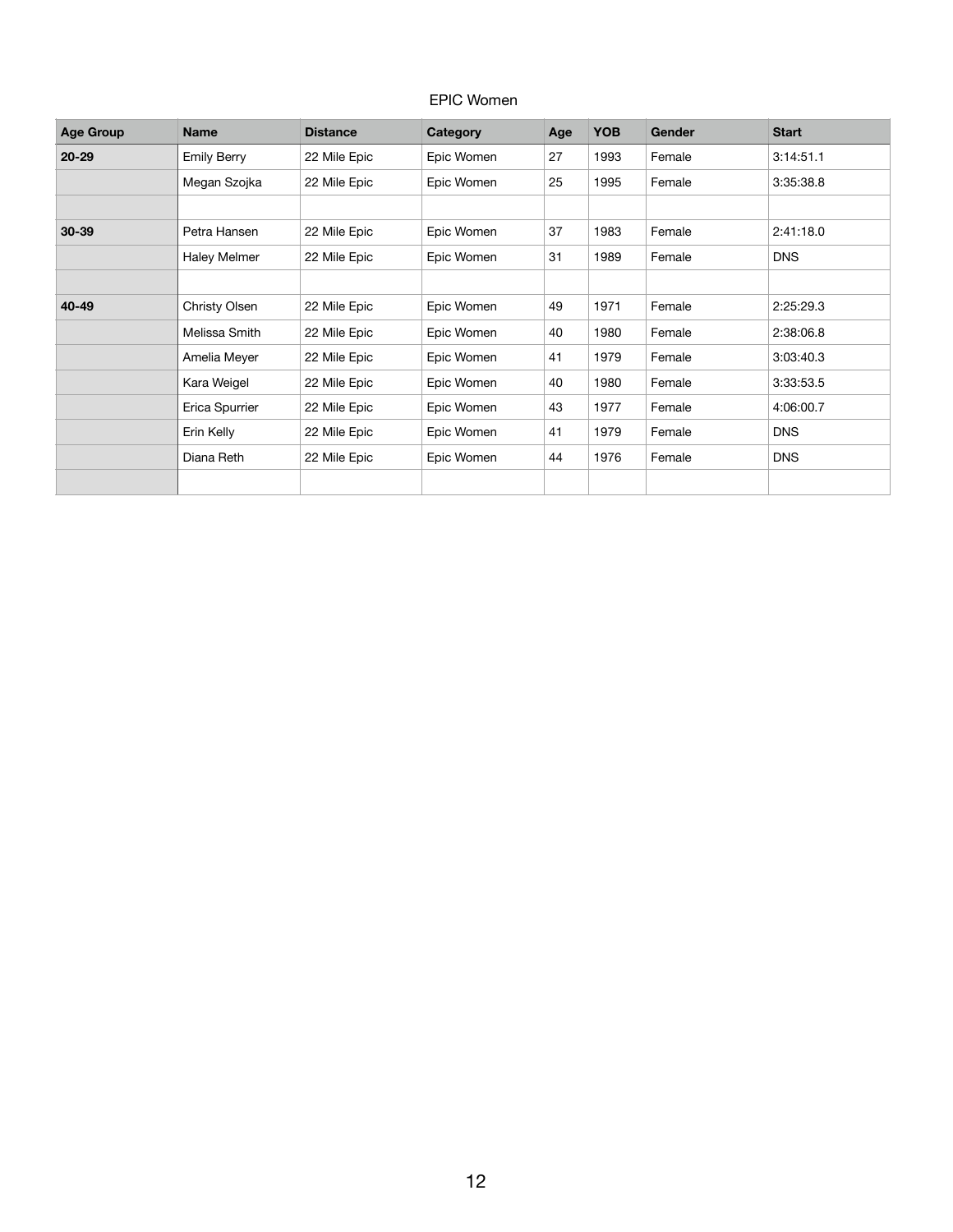EPIC Women

| Age Group | Name | Distance | Category | Age | YOB | Gender | Start |
|---|---|---|---|---|---|---|---|
| **20-29** | Emily Berry | 22 Mile Epic | Epic Women | 27 | 1993 | Female | 3:14:51.1 |
| | Megan Szojka | 22 Mile Epic | Epic Women | 25 | 1995 | Female | 3:35:38.8 |
| | | | | | | | |
| **30-39** | Petra Hansen | 22 Mile Epic | Epic Women | 37 | 1983 | Female | 2:41:18.0 |
| | Haley Melmer | 22 Mile Epic | Epic Women | 31 | 1989 | Female | DNS |
| | | | | | | | |
| **40-49** | Christy Olsen | 22 Mile Epic | Epic Women | 49 | 1971 | Female | 2:25:29.3 |
| | Melissa Smith | 22 Mile Epic | Epic Women | 40 | 1980 | Female | 2:38:06.8 |
| | Amelia Meyer | 22 Mile Epic | Epic Women | 41 | 1979 | Female | 3:03:40.3 |
| | Kara Weigel | 22 Mile Epic | Epic Women | 40 | 1980 | Female | 3:33:53.5 |
| | Erica Spurrier | 22 Mile Epic | Epic Women | 43 | 1977 | Female | 4:06:00.7 |
| | Erin Kelly | 22 Mile Epic | Epic Women | 41 | 1979 | Female | DNS |
| | Diana Reth | 22 Mile Epic | Epic Women | 44 | 1976 | Female | DNS |
| | | | | | | | |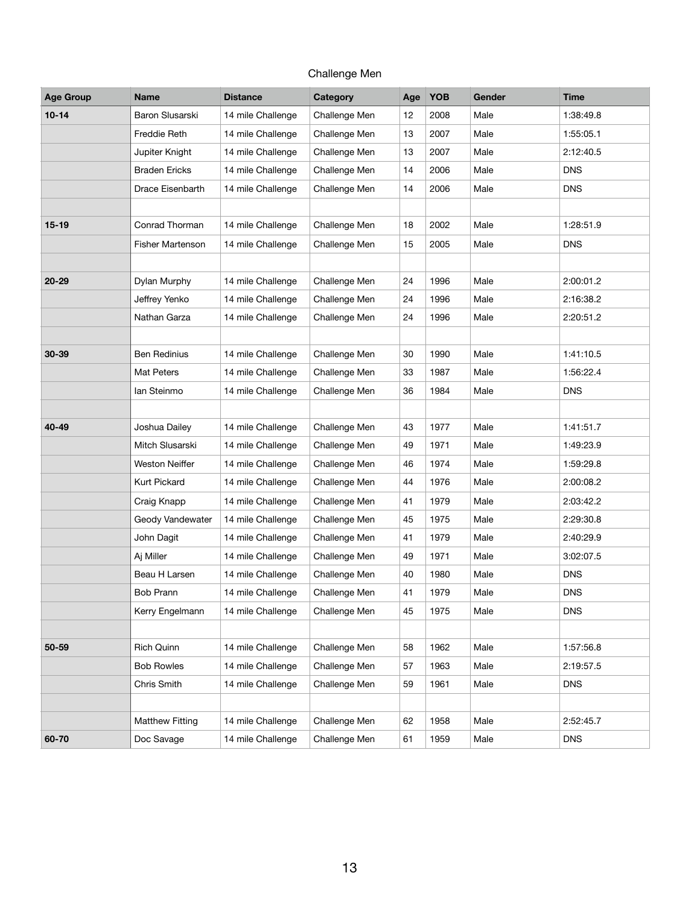## Challenge Men

| Age Group | Name | Distance | Category | Age | YOB | Gender | Time |
|---|---|---|---|---|---|---|---|
| **10-14** | Baron Slusarski | 14 mile Challenge | Challenge Men | 12 | 2008 | Male | 1:38:49.8 |
| | Freddie Reth | 14 mile Challenge | Challenge Men | 13 | 2007 | Male | 1:55:05.1 |
| | Jupiter Knight | 14 mile Challenge | Challenge Men | 13 | 2007 | Male | 2:12:40.5 |
| | Braden Ericks | 14 mile Challenge | Challenge Men | 14 | 2006 | Male | DNS |
| | Drace Eisenbarth | 14 mile Challenge | Challenge Men | 14 | 2006 | Male | DNS |
| | | | | | | | |
| **15-19** | Conrad Thorman | 14 mile Challenge | Challenge Men | 18 | 2002 | Male | 1:28:51.9 |
| | Fisher Martenson | 14 mile Challenge | Challenge Men | 15 | 2005 | Male | DNS |
| | | | | | | | |
| **20-29** | Dylan Murphy | 14 mile Challenge | Challenge Men | 24 | 1996 | Male | 2:00:01.2 |
| | Jeffrey Yenko | 14 mile Challenge | Challenge Men | 24 | 1996 | Male | 2:16:38.2 |
| | Nathan Garza | 14 mile Challenge | Challenge Men | 24 | 1996 | Male | 2:20:51.2 |
| | | | | | | | |
| **30-39** | Ben Redinius | 14 mile Challenge | Challenge Men | 30 | 1990 | Male | 1:41:10.5 |
| | Mat Peters | 14 mile Challenge | Challenge Men | 33 | 1987 | Male | 1:56:22.4 |
| | Ian Steinmo | 14 mile Challenge | Challenge Men | 36 | 1984 | Male | DNS |
| | | | | | | | |
| **40-49** | Joshua Dailey | 14 mile Challenge | Challenge Men | 43 | 1977 | Male | 1:41:51.7 |
| | Mitch Slusarski | 14 mile Challenge | Challenge Men | 49 | 1971 | Male | 1:49:23.9 |
| | Weston Neiffer | 14 mile Challenge | Challenge Men | 46 | 1974 | Male | 1:59:29.8 |
| | Kurt Pickard | 14 mile Challenge | Challenge Men | 44 | 1976 | Male | 2:00:08.2 |
| | Craig Knapp | 14 mile Challenge | Challenge Men | 41 | 1979 | Male | 2:03:42.2 |
| | Geody Vandewater | 14 mile Challenge | Challenge Men | 45 | 1975 | Male | 2:29:30.8 |
| | John Dagit | 14 mile Challenge | Challenge Men | 41 | 1979 | Male | 2:40:29.9 |
| | Aj Miller | 14 mile Challenge | Challenge Men | 49 | 1971 | Male | 3:02:07.5 |
| | Beau H Larsen | 14 mile Challenge | Challenge Men | 40 | 1980 | Male | DNS |
| | Bob Prann | 14 mile Challenge | Challenge Men | 41 | 1979 | Male | DNS |
| | Kerry Engelmann | 14 mile Challenge | Challenge Men | 45 | 1975 | Male | DNS |
| | | | | | | | |
| **50-59** | Rich Quinn | 14 mile Challenge | Challenge Men | 58 | 1962 | Male | 1:57:56.8 |
| | Bob Rowles | 14 mile Challenge | Challenge Men | 57 | 1963 | Male | 2:19:57.5 |
| | Chris Smith | 14 mile Challenge | Challenge Men | 59 | 1961 | Male | DNS |
| | | | | | | | |
| | Matthew Fitting | 14 mile Challenge | Challenge Men | 62 | 1958 | Male | 2:52:45.7 |
| **60-70** | Doc Savage | 14 mile Challenge | Challenge Men | 61 | 1959 | Male | DNS |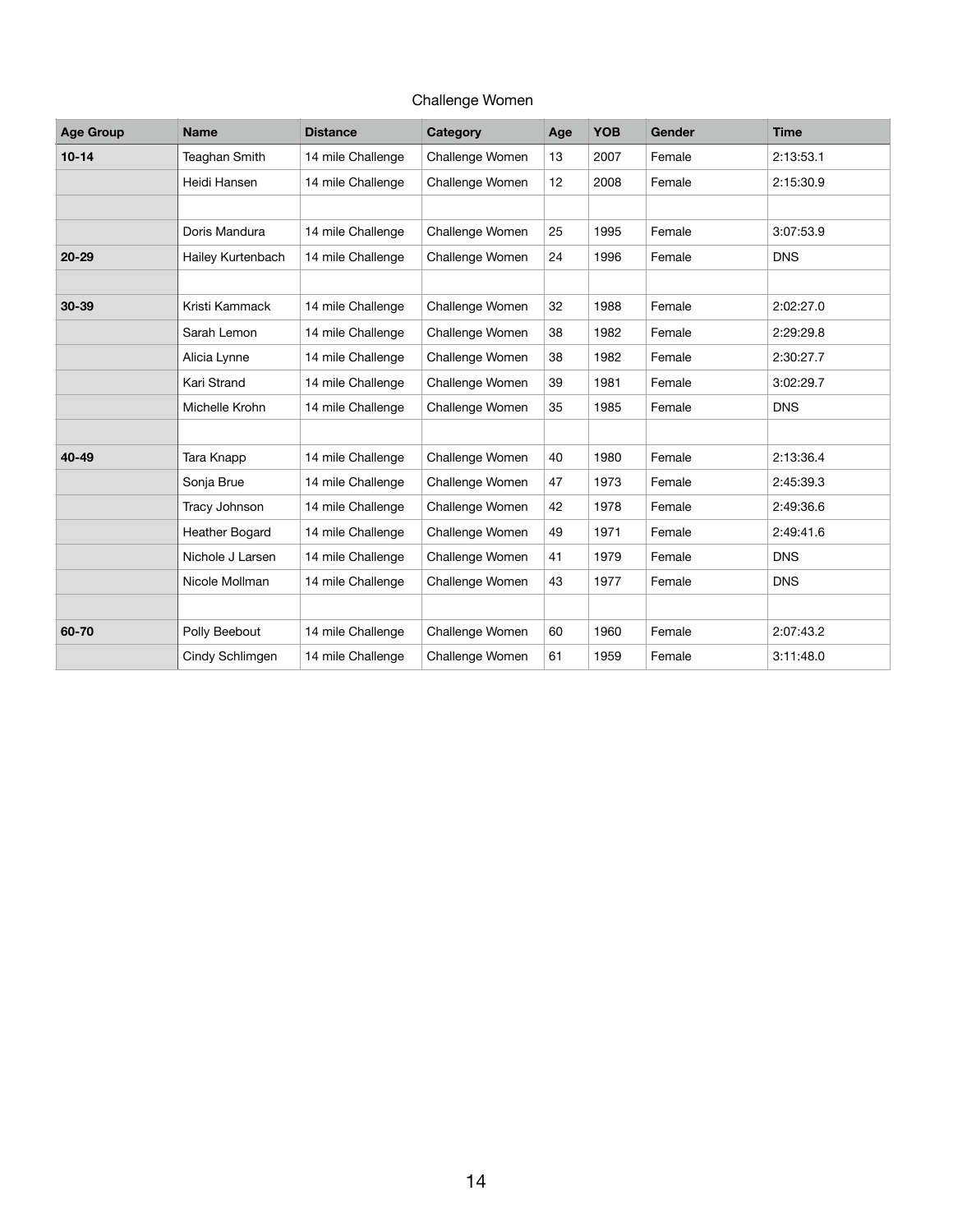## Challenge Women

| Age Group | Name | Distance | Category | Age | YOB | Gender | Time |
|---|---|---|---|---|---|---|---|
| **10-14** | Teaghan Smith | 14 mile Challenge | Challenge Women | 13 | 2007 | Female | 2:13:53.1 |
| | Heidi Hansen | 14 mile Challenge | Challenge Women | 12 | 2008 | Female | 2:15:30.9 |
| | | | | | | | |
| | Doris Mandura | 14 mile Challenge | Challenge Women | 25 | 1995 | Female | 3:07:53.9 |
| **20-29** | Hailey Kurtenbach | 14 mile Challenge | Challenge Women | 24 | 1996 | Female | DNS |
| | | | | | | | |
| **30-39** | Kristi Kammack | 14 mile Challenge | Challenge Women | 32 | 1988 | Female | 2:02:27.0 |
| | Sarah Lemon | 14 mile Challenge | Challenge Women | 38 | 1982 | Female | 2:29:29.8 |
| | Alicia Lynne | 14 mile Challenge | Challenge Women | 38 | 1982 | Female | 2:30:27.7 |
| | Kari Strand | 14 mile Challenge | Challenge Women | 39 | 1981 | Female | 3:02:29.7 |
| | Michelle Krohn | 14 mile Challenge | Challenge Women | 35 | 1985 | Female | DNS |
| | | | | | | | |
| **40-49** | Tara Knapp | 14 mile Challenge | Challenge Women | 40 | 1980 | Female | 2:13:36.4 |
| | Sonja Brue | 14 mile Challenge | Challenge Women | 47 | 1973 | Female | 2:45:39.3 |
| | Tracy Johnson | 14 mile Challenge | Challenge Women | 42 | 1978 | Female | 2:49:36.6 |
| | Heather Bogard | 14 mile Challenge | Challenge Women | 49 | 1971 | Female | 2:49:41.6 |
| | Nichole J Larsen | 14 mile Challenge | Challenge Women | 41 | 1979 | Female | DNS |
| | Nicole Mollman | 14 mile Challenge | Challenge Women | 43 | 1977 | Female | DNS |
| | | | | | | | |
| **60-70** | Polly Beebout | 14 mile Challenge | Challenge Women | 60 | 1960 | Female | 2:07:43.2 |
| | Cindy Schlimgen | 14 mile Challenge | Challenge Women | 61 | 1959 | Female | 3:11:48.0 |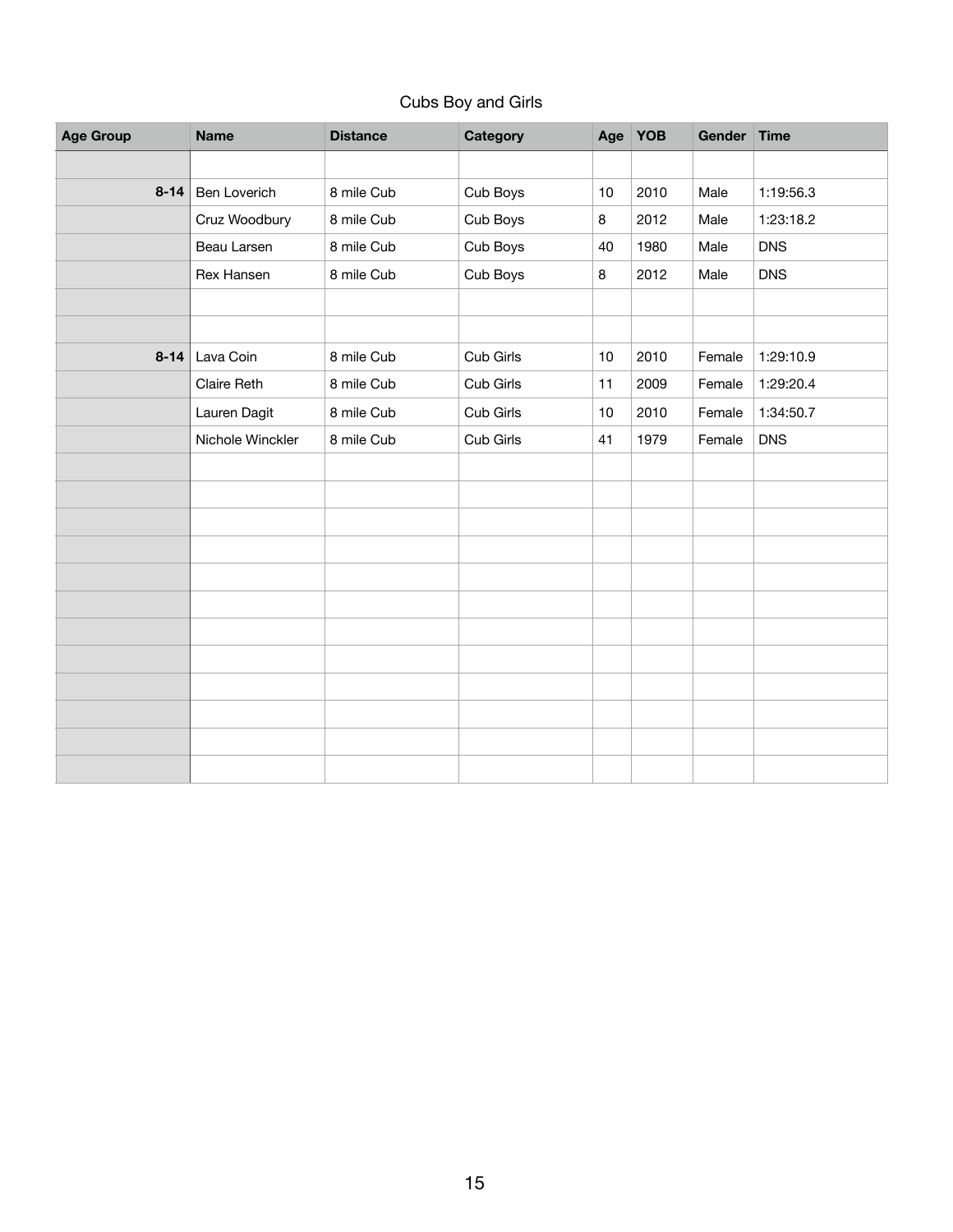Cubs Boy and Girls

| Age Group | Name | Distance | Category | Age | YOB | Gender | Time |
|---|---|---|---|---|---|---|---|
| | | | | | | | |
| 8-14 | Ben Loverich | 8 mile Cub | Cub Boys | 10 | 2010 | Male | 1:19:56.3 |
| | Cruz Woodbury | 8 mile Cub | Cub Boys | 8 | 2012 | Male | 1:23:18.2 |
| | Beau Larsen | 8 mile Cub | Cub Boys | 40 | 1980 | Male | DNS |
| | Rex Hansen | 8 mile Cub | Cub Boys | 8 | 2012 | Male | DNS |
| | | | | | | | |
| | | | | | | | |
| 8-14 | Lava Coin | 8 mile Cub | Cub Girls | 10 | 2010 | Female | 1:29:10.9 |
| | Claire Reth | 8 mile Cub | Cub Girls | 11 | 2009 | Female | 1:29:20.4 |
| | Lauren Dagit | 8 mile Cub | Cub Girls | 10 | 2010 | Female | 1:34:50.7 |
| | Nichole Winckler | 8 mile Cub | Cub Girls | 41 | 1979 | Female | DNS |